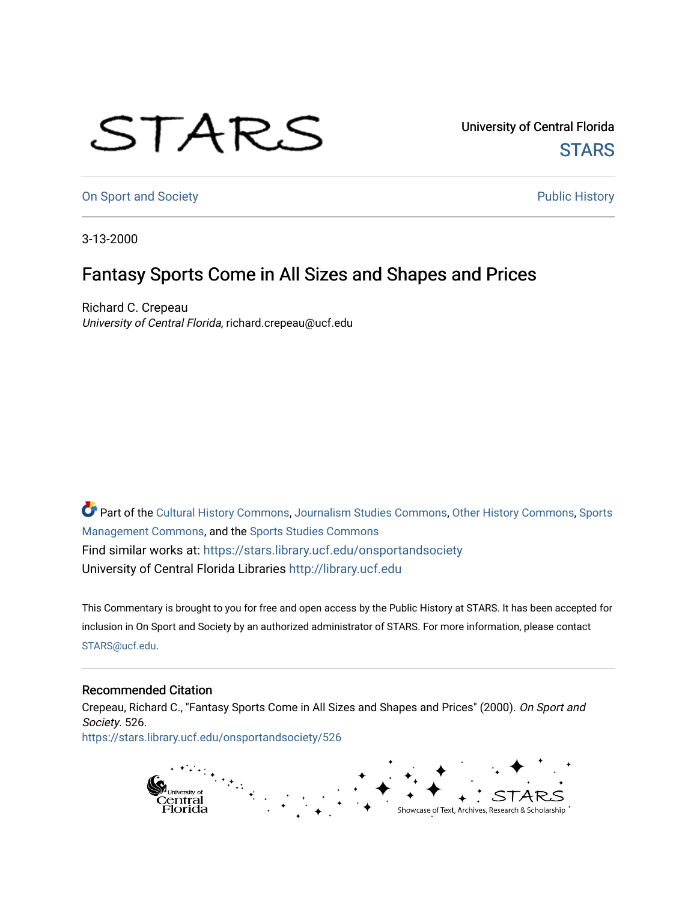University of Central Florida

STARS

On Sport and Society

Public History

3-13-2000

# Fantasy Sports Come in All Sizes and Shapes and Prices

Richard C. Crepeau
*University of Central Florida*, richard.crepeau@ucf.edu

Part of the Cultural History Commons, Journalism Studies Commons, Other History Commons, Sports Management Commons, and the Sports Studies Commons

Find similar works at: https://stars.library.ucf.edu/onsportandsociety

University of Central Florida Libraries http://library.ucf.edu

This Commentary is brought to you for free and open access by the Public History at STARS. It has been accepted for inclusion in On Sport and Society by an authorized administrator of STARS. For more information, please contact STARS@ucf.edu.

## Recommended Citation

Crepeau, Richard C., "Fantasy Sports Come in All Sizes and Shapes and Prices" (2000). *On Sport and Society*. 526.
https://stars.library.ucf.edu/onsportandsociety/526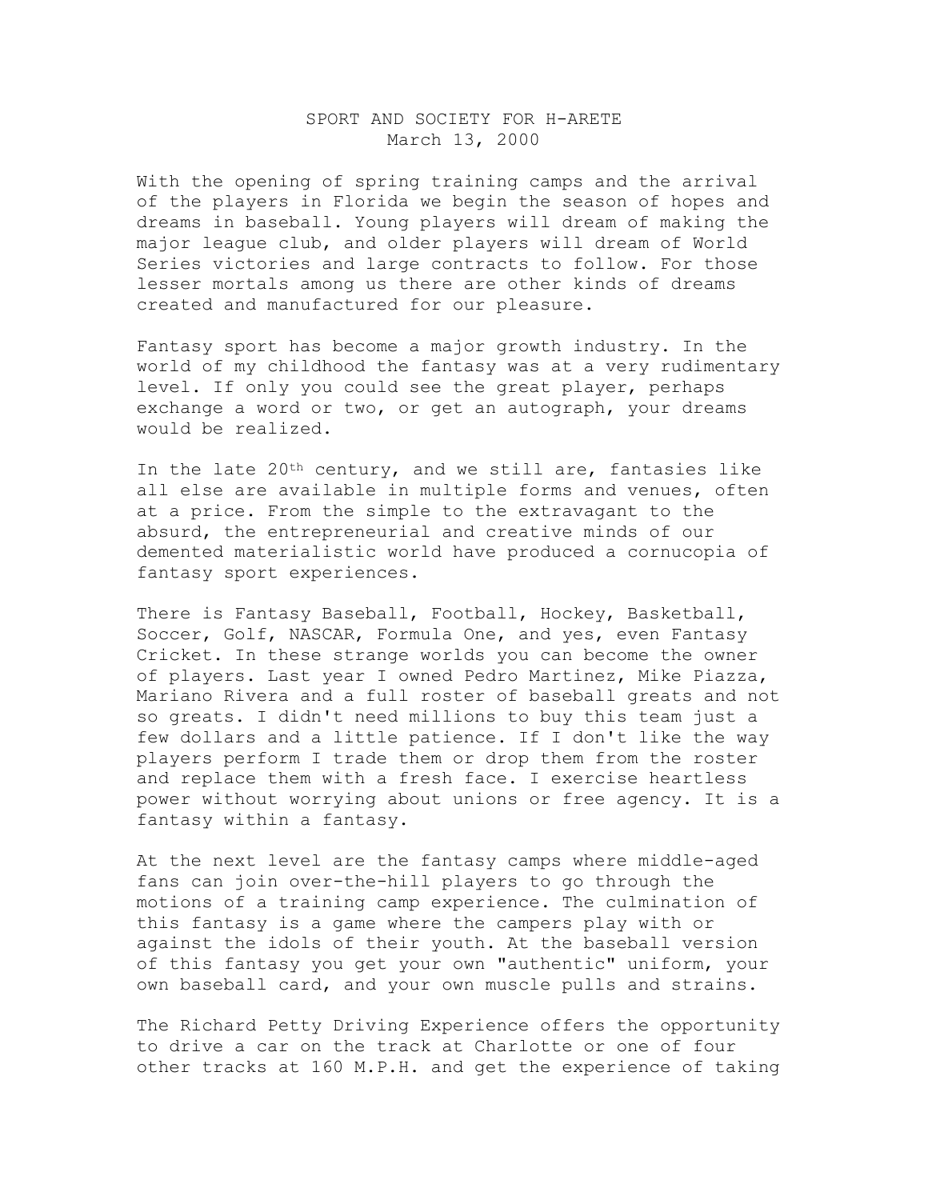SPORT AND SOCIETY FOR H-ARETE
March 13, 2000

With the opening of spring training camps and the arrival of the players in Florida we begin the season of hopes and dreams in baseball. Young players will dream of making the major league club, and older players will dream of World Series victories and large contracts to follow. For those lesser mortals among us there are other kinds of dreams created and manufactured for our pleasure.

Fantasy sport has become a major growth industry. In the world of my childhood the fantasy was at a very rudimentary level. If only you could see the great player, perhaps exchange a word or two, or get an autograph, your dreams would be realized.

In the late 20th century, and we still are, fantasies like all else are available in multiple forms and venues, often at a price. From the simple to the extravagant to the absurd, the entrepreneurial and creative minds of our demented materialistic world have produced a cornucopia of fantasy sport experiences.

There is Fantasy Baseball, Football, Hockey, Basketball, Soccer, Golf, NASCAR, Formula One, and yes, even Fantasy Cricket. In these strange worlds you can become the owner of players. Last year I owned Pedro Martinez, Mike Piazza, Mariano Rivera and a full roster of baseball greats and not so greats. I didn't need millions to buy this team just a few dollars and a little patience. If I don't like the way players perform I trade them or drop them from the roster and replace them with a fresh face. I exercise heartless power without worrying about unions or free agency. It is a fantasy within a fantasy.

At the next level are the fantasy camps where middle-aged fans can join over-the-hill players to go through the motions of a training camp experience. The culmination of this fantasy is a game where the campers play with or against the idols of their youth. At the baseball version of this fantasy you get your own "authentic" uniform, your own baseball card, and your own muscle pulls and strains.

The Richard Petty Driving Experience offers the opportunity to drive a car on the track at Charlotte or one of four other tracks at 160 M.P.H. and get the experience of taking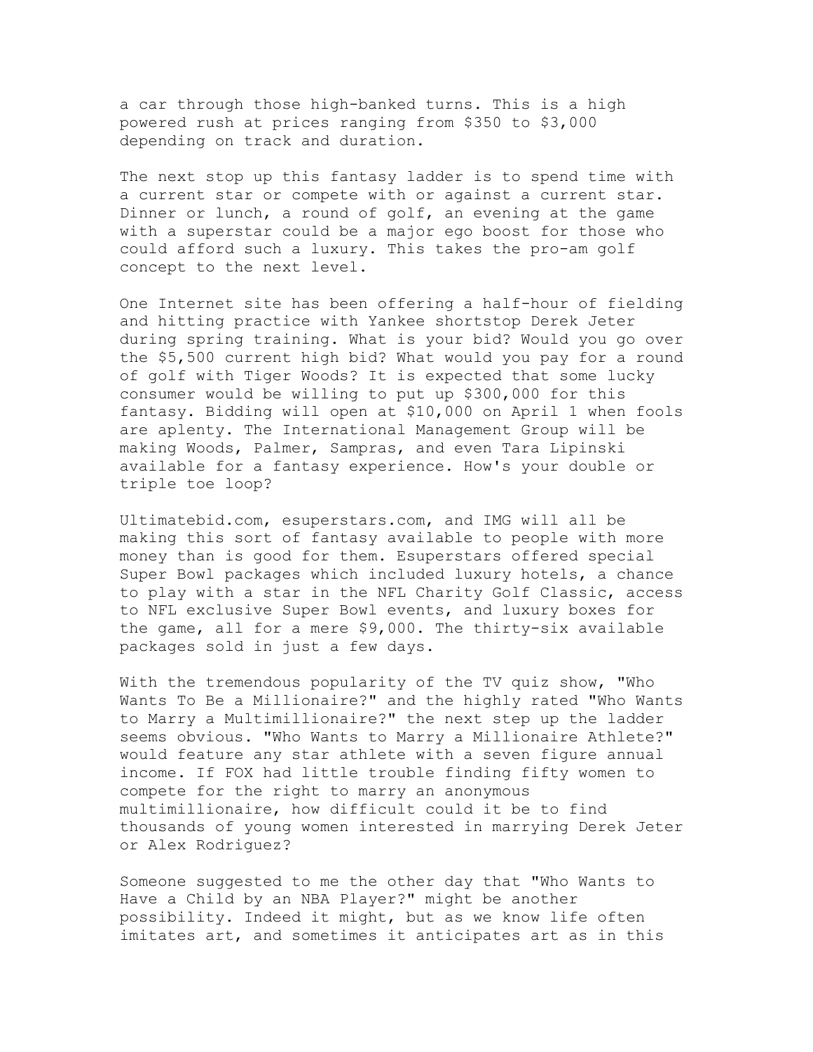a car through those high-banked turns. This is a high powered rush at prices ranging from $350 to $3,000 depending on track and duration.

The next stop up this fantasy ladder is to spend time with a current star or compete with or against a current star. Dinner or lunch, a round of golf, an evening at the game with a superstar could be a major ego boost for those who could afford such a luxury. This takes the pro-am golf concept to the next level.

One Internet site has been offering a half-hour of fielding and hitting practice with Yankee shortstop Derek Jeter during spring training. What is your bid? Would you go over the $5,500 current high bid? What would you pay for a round of golf with Tiger Woods? It is expected that some lucky consumer would be willing to put up $300,000 for this fantasy. Bidding will open at $10,000 on April 1 when fools are aplenty. The International Management Group will be making Woods, Palmer, Sampras, and even Tara Lipinski available for a fantasy experience. How's your double or triple toe loop?

Ultimatebid.com, esuperstars.com, and IMG will all be making this sort of fantasy available to people with more money than is good for them. Esuperstars offered special Super Bowl packages which included luxury hotels, a chance to play with a star in the NFL Charity Golf Classic, access to NFL exclusive Super Bowl events, and luxury boxes for the game, all for a mere $9,000. The thirty-six available packages sold in just a few days.

With the tremendous popularity of the TV quiz show, "Who Wants To Be a Millionaire?" and the highly rated "Who Wants to Marry a Multimillionaire?" the next step up the ladder seems obvious. "Who Wants to Marry a Millionaire Athlete?" would feature any star athlete with a seven figure annual income. If FOX had little trouble finding fifty women to compete for the right to marry an anonymous multimillionaire, how difficult could it be to find thousands of young women interested in marrying Derek Jeter or Alex Rodriguez?

Someone suggested to me the other day that "Who Wants to Have a Child by an NBA Player?" might be another possibility. Indeed it might, but as we know life often imitates art, and sometimes it anticipates art as in this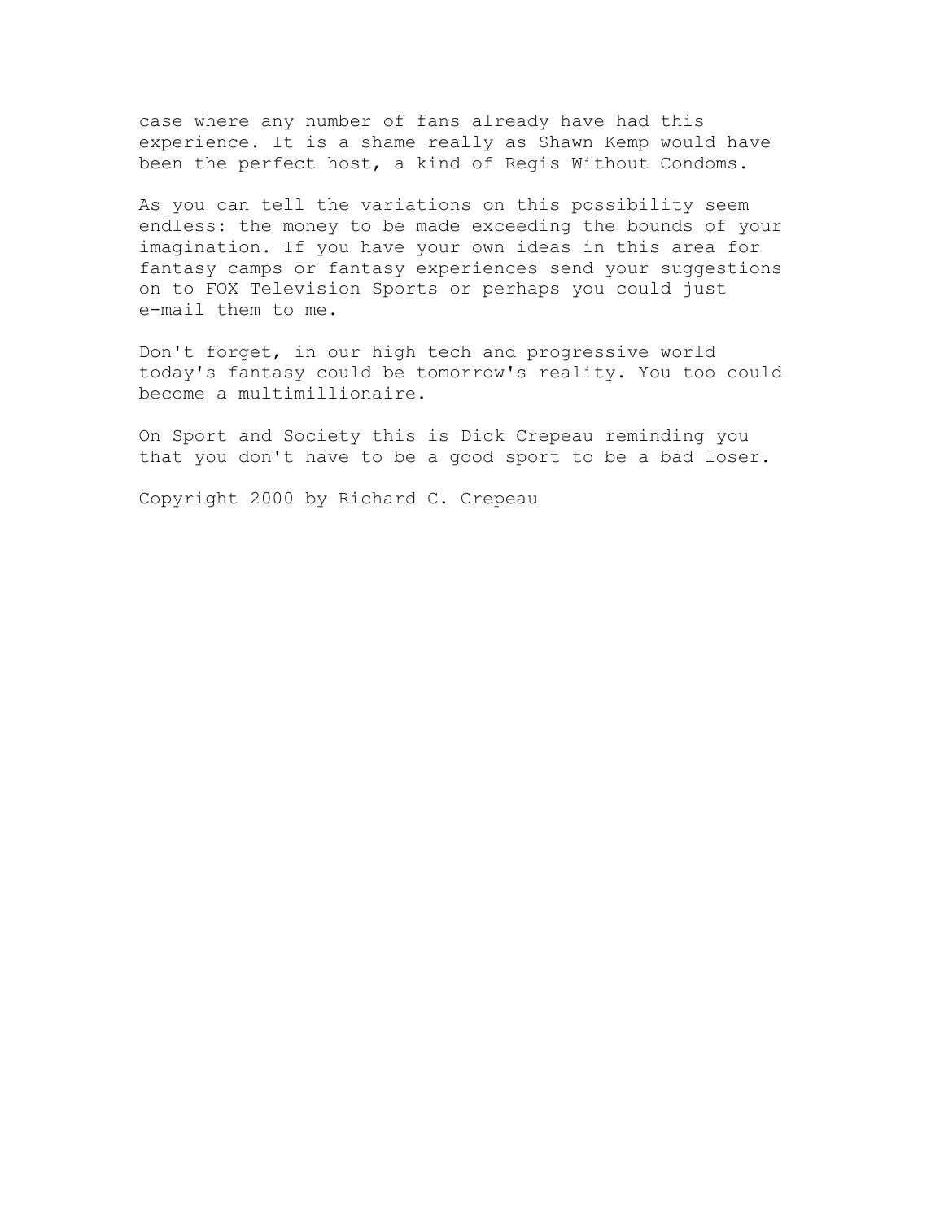case where any number of fans already have had this experience. It is a shame really as Shawn Kemp would have been the perfect host, a kind of Regis Without Condoms.

As you can tell the variations on this possibility seem endless: the money to be made exceeding the bounds of your imagination. If you have your own ideas in this area for fantasy camps or fantasy experiences send your suggestions on to FOX Television Sports or perhaps you could just e-mail them to me.

Don't forget, in our high tech and progressive world today's fantasy could be tomorrow's reality. You too could become a multimillionaire.

On Sport and Society this is Dick Crepeau reminding you that you don't have to be a good sport to be a bad loser.

Copyright 2000 by Richard C. Crepeau